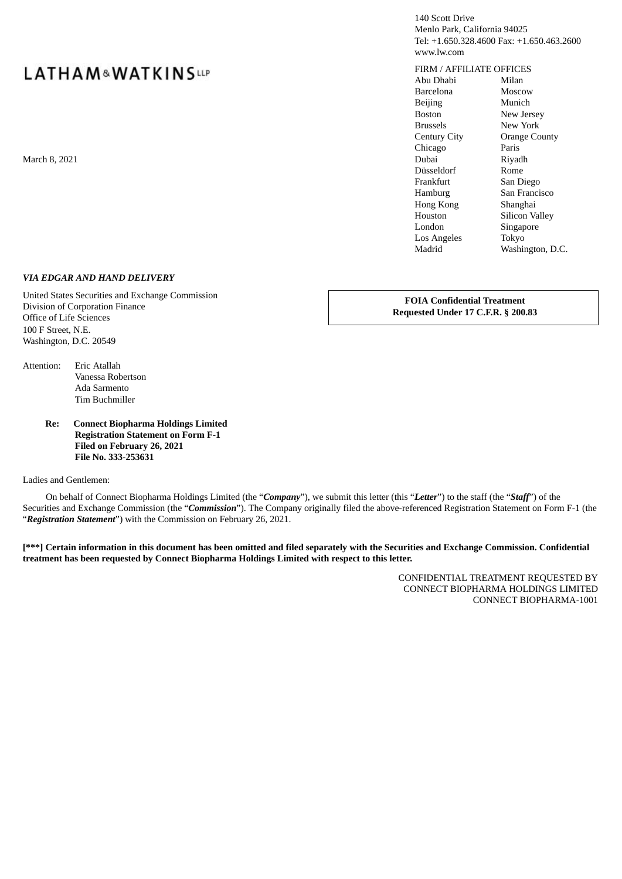LATHAM & WATKINS LLP

140 Scott Drive
Menlo Park, California 94025
Tel: +1.650.328.4600 Fax: +1.650.463.2600
www.lw.com

FIRM / AFFILIATE OFFICES

| | |
|---|---|
| Abu Dhabi | Milan |
| Barcelona | Moscow |
| Beijing | Munich |
| Boston | New Jersey |
| Brussels | New York |
| Century City | Orange County |
| Chicago | Paris |
| Dubai | Riyadh |
| Düsseldorf | Rome |
| Frankfurt | San Diego |
| Hamburg | San Francisco |
| Hong Kong | Shanghai |
| Houston | Silicon Valley |
| London | Singapore |
| Los Angeles | Tokyo |
| Madrid | Washington, D.C. |

March 8, 2021

***VIA EDGAR AND HAND DELIVERY***

United States Securities and Exchange Commission
Division of Corporation Finance
Office of Life Sciences
100 F Street, N.E.
Washington, D.C. 20549

**FOIA Confidential Treatment Requested Under 17 C.F.R. § 200.83**

Attention: Eric Atallah
Vanessa Robertson
Ada Sarmento
Tim Buchmiller

**Re: Connect Biopharma Holdings Limited**
**Registration Statement on Form F-1**
**Filed on February 26, 2021**
**File No. 333-253631**

Ladies and Gentlemen:

On behalf of Connect Biopharma Holdings Limited (the "***Company***"), we submit this letter (this "***Letter***") to the staff (the "***Staff***") of the Securities and Exchange Commission (the "***Commission***"). The Company originally filed the above-referenced Registration Statement on Form F-1 (the "***Registration Statement***") with the Commission on February 26, 2021.

**[***] Certain information in this document has been omitted and filed separately with the Securities and Exchange Commission. Confidential treatment has been requested by Connect Biopharma Holdings Limited with respect to this letter.**

CONFIDENTIAL TREATMENT REQUESTED BY
CONNECT BIOPHARMA HOLDINGS LIMITED
CONNECT BIOPHARMA-1001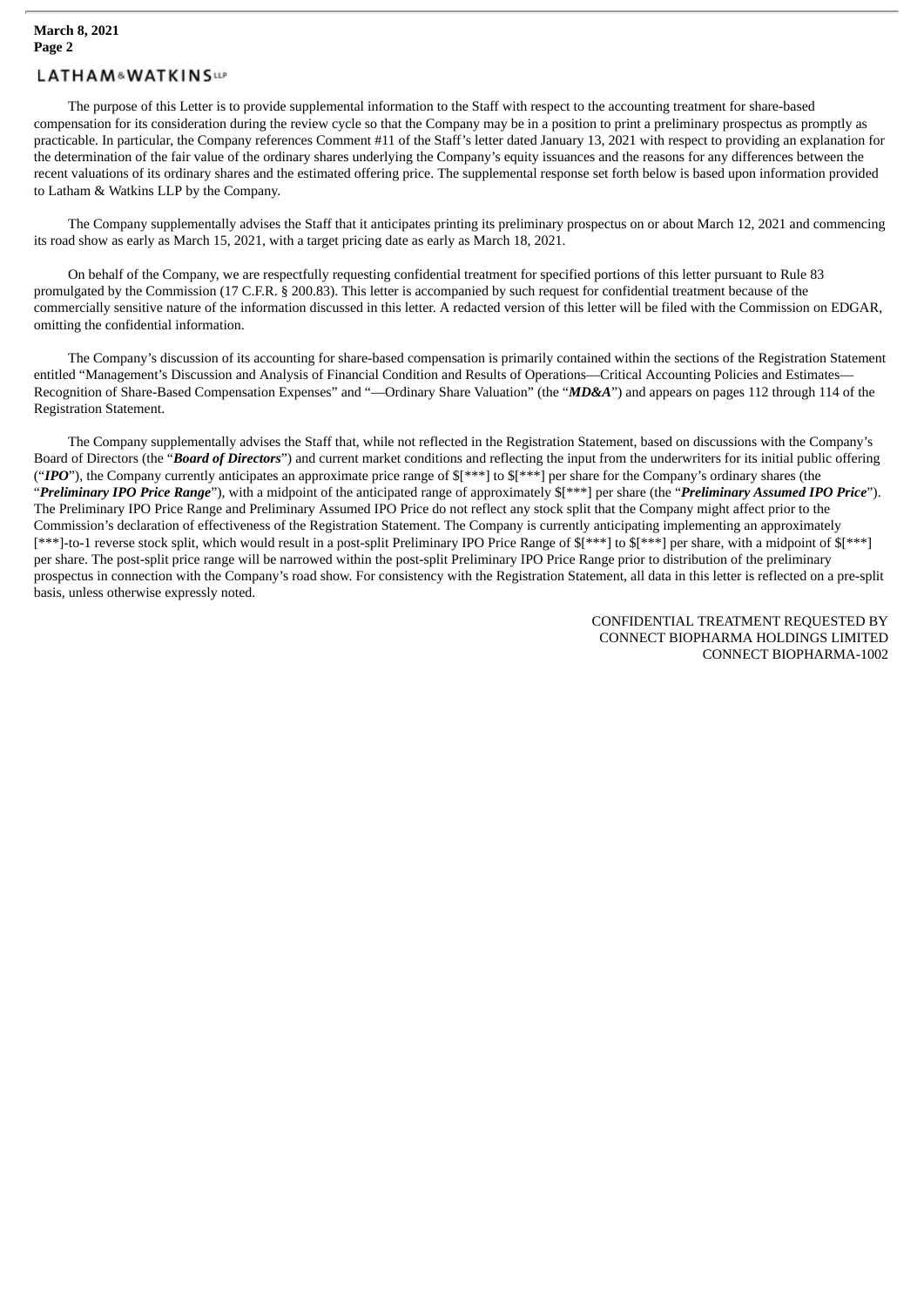The purpose of this Letter is to provide supplemental information to the Staff with respect to the accounting treatment for share-based compensation for its consideration during the review cycle so that the Company may be in a position to print a preliminary prospectus as promptly as practicable. In particular, the Company references Comment #11 of the Staff's letter dated January 13, 2021 with respect to providing an explanation for the determination of the fair value of the ordinary shares underlying the Company's equity issuances and the reasons for any differences between the recent valuations of its ordinary shares and the estimated offering price. The supplemental response set forth below is based upon information provided to Latham & Watkins LLP by the Company.

The Company supplementally advises the Staff that it anticipates printing its preliminary prospectus on or about March 12, 2021 and commencing its road show as early as March 15, 2021, with a target pricing date as early as March 18, 2021.

On behalf of the Company, we are respectfully requesting confidential treatment for specified portions of this letter pursuant to Rule 83 promulgated by the Commission (17 C.F.R. § 200.83). This letter is accompanied by such request for confidential treatment because of the commercially sensitive nature of the information discussed in this letter. A redacted version of this letter will be filed with the Commission on EDGAR, omitting the confidential information.

The Company's discussion of its accounting for share-based compensation is primarily contained within the sections of the Registration Statement entitled "Management's Discussion and Analysis of Financial Condition and Results of Operations—Critical Accounting Policies and Estimates—Recognition of Share-Based Compensation Expenses" and "—Ordinary Share Valuation" (the "***MD&A***") and appears on pages 112 through 114 of the Registration Statement.

The Company supplementally advises the Staff that, while not reflected in the Registration Statement, based on discussions with the Company's Board of Directors (the "***Board of Directors***") and current market conditions and reflecting the input from the underwriters for its initial public offering ("***IPO***"), the Company currently anticipates an approximate price range of $[***] to $[***] per share for the Company's ordinary shares (the "***Preliminary IPO Price Range***"), with a midpoint of the anticipated range of approximately $[***] per share (the "***Preliminary Assumed IPO Price***"). The Preliminary IPO Price Range and Preliminary Assumed IPO Price do not reflect any stock split that the Company might affect prior to the Commission's declaration of effectiveness of the Registration Statement. The Company is currently anticipating implementing an approximately [***]-to-1 reverse stock split, which would result in a post-split Preliminary IPO Price Range of $[***] to $[***] per share, with a midpoint of $[***] per share. The post-split price range will be narrowed within the post-split Preliminary IPO Price Range prior to distribution of the preliminary prospectus in connection with the Company's road show. For consistency with the Registration Statement, all data in this letter is reflected on a pre-split basis, unless otherwise expressly noted.

CONFIDENTIAL TREATMENT REQUESTED BY
CONNECT BIOPHARMA HOLDINGS LIMITED
CONNECT BIOPHARMA-1002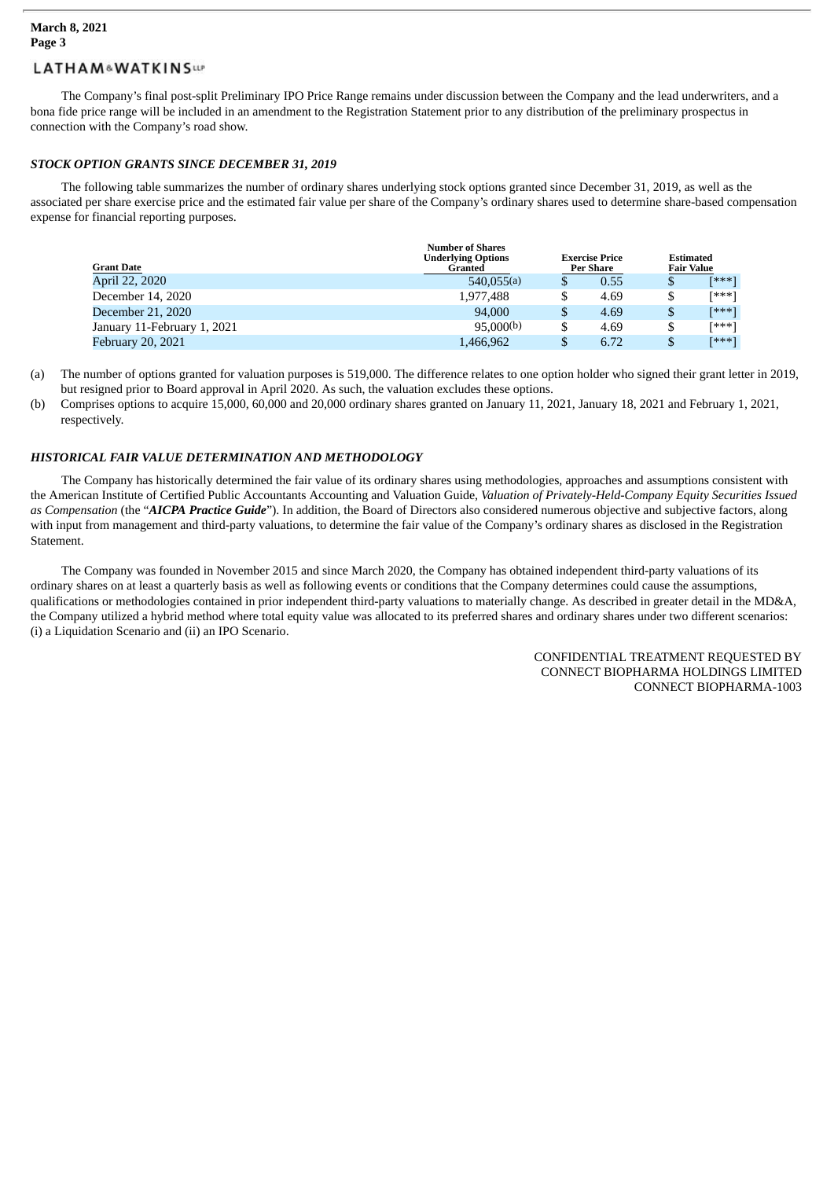The Company's final post-split Preliminary IPO Price Range remains under discussion between the Company and the lead underwriters, and a bona fide price range will be included in an amendment to the Registration Statement prior to any distribution of the preliminary prospectus in connection with the Company's road show.

***STOCK OPTION GRANTS SINCE DECEMBER 31, 2019***

The following table summarizes the number of ordinary shares underlying stock options granted since December 31, 2019, as well as the associated per share exercise price and the estimated fair value per share of the Company's ordinary shares used to determine share-based compensation expense for financial reporting purposes.

| Grant Date | Number of Shares Underlying Options Granted | Exercise Price Per Share | Estimated Fair Value |
|---|---|---|---|
| April 22, 2020 | 540,055(a) | $ 0.55 | $ [***] |
| December 14, 2020 | 1,977,488 | $ 4.69 | $ [***] |
| December 21, 2020 | 94,000 | $ 4.69 | $ [***] |
| January 11-February 1, 2021 | 95,000(b) | $ 4.69 | $ [***] |
| February 20, 2021 | 1,466,962 | $ 6.72 | $ [***] |

(a) The number of options granted for valuation purposes is 519,000. The difference relates to one option holder who signed their grant letter in 2019, but resigned prior to Board approval in April 2020. As such, the valuation excludes these options.

(b) Comprises options to acquire 15,000, 60,000 and 20,000 ordinary shares granted on January 11, 2021, January 18, 2021 and February 1, 2021, respectively.

***HISTORICAL FAIR VALUE DETERMINATION AND METHODOLOGY***

The Company has historically determined the fair value of its ordinary shares using methodologies, approaches and assumptions consistent with the American Institute of Certified Public Accountants Accounting and Valuation Guide, *Valuation of Privately-Held-Company Equity Securities Issued as Compensation* (the "***AICPA Practice Guide***"). In addition, the Board of Directors also considered numerous objective and subjective factors, along with input from management and third-party valuations, to determine the fair value of the Company's ordinary shares as disclosed in the Registration Statement.

The Company was founded in November 2015 and since March 2020, the Company has obtained independent third-party valuations of its ordinary shares on at least a quarterly basis as well as following events or conditions that the Company determines could cause the assumptions, qualifications or methodologies contained in prior independent third-party valuations to materially change. As described in greater detail in the MD&A, the Company utilized a hybrid method where total equity value was allocated to its preferred shares and ordinary shares under two different scenarios: (i) a Liquidation Scenario and (ii) an IPO Scenario.

CONFIDENTIAL TREATMENT REQUESTED BY
CONNECT BIOPHARMA HOLDINGS LIMITED
CONNECT BIOPHARMA-1003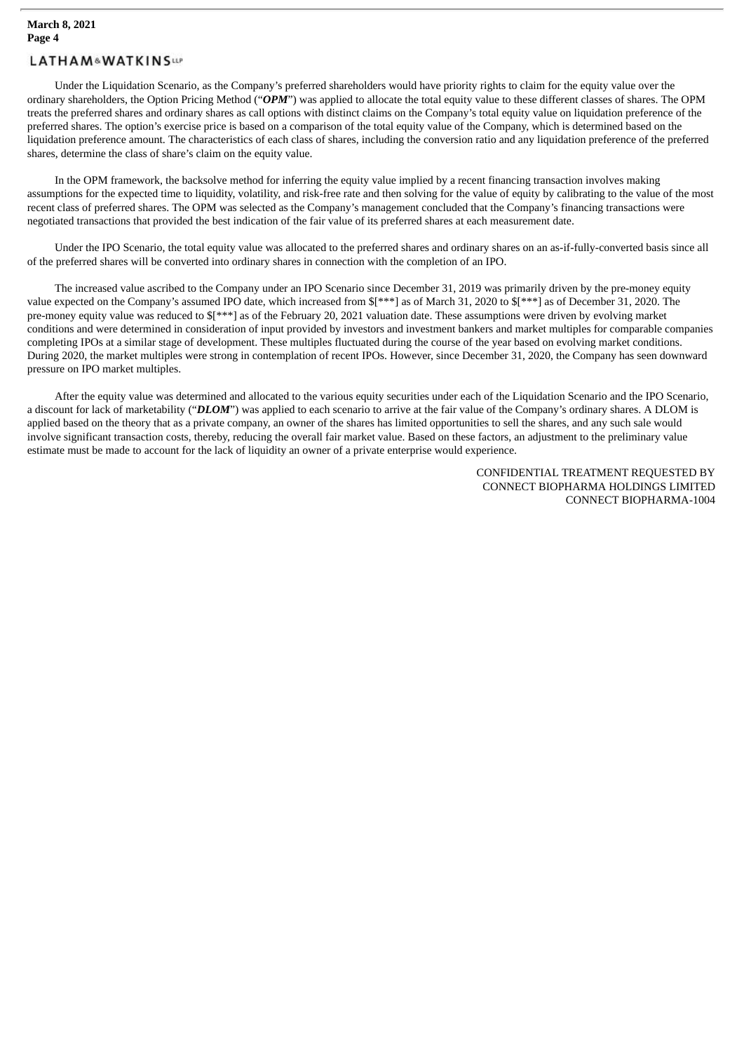Under the Liquidation Scenario, as the Company's preferred shareholders would have priority rights to claim for the equity value over the ordinary shareholders, the Option Pricing Method ("***OPM***") was applied to allocate the total equity value to these different classes of shares. The OPM treats the preferred shares and ordinary shares as call options with distinct claims on the Company's total equity value on liquidation preference of the preferred shares. The option's exercise price is based on a comparison of the total equity value of the Company, which is determined based on the liquidation preference amount. The characteristics of each class of shares, including the conversion ratio and any liquidation preference of the preferred shares, determine the class of share's claim on the equity value.

In the OPM framework, the backsolve method for inferring the equity value implied by a recent financing transaction involves making assumptions for the expected time to liquidity, volatility, and risk-free rate and then solving for the value of equity by calibrating to the value of the most recent class of preferred shares. The OPM was selected as the Company's management concluded that the Company's financing transactions were negotiated transactions that provided the best indication of the fair value of its preferred shares at each measurement date.

Under the IPO Scenario, the total equity value was allocated to the preferred shares and ordinary shares on an as-if-fully-converted basis since all of the preferred shares will be converted into ordinary shares in connection with the completion of an IPO.

The increased value ascribed to the Company under an IPO Scenario since December 31, 2019 was primarily driven by the pre-money equity value expected on the Company's assumed IPO date, which increased from $[***] as of March 31, 2020 to $[***] as of December 31, 2020. The pre-money equity value was reduced to $[***] as of the February 20, 2021 valuation date. These assumptions were driven by evolving market conditions and were determined in consideration of input provided by investors and investment bankers and market multiples for comparable companies completing IPOs at a similar stage of development. These multiples fluctuated during the course of the year based on evolving market conditions. During 2020, the market multiples were strong in contemplation of recent IPOs. However, since December 31, 2020, the Company has seen downward pressure on IPO market multiples.

After the equity value was determined and allocated to the various equity securities under each of the Liquidation Scenario and the IPO Scenario, a discount for lack of marketability ("***DLOM***") was applied to each scenario to arrive at the fair value of the Company's ordinary shares. A DLOM is applied based on the theory that as a private company, an owner of the shares has limited opportunities to sell the shares, and any such sale would involve significant transaction costs, thereby, reducing the overall fair market value. Based on these factors, an adjustment to the preliminary value estimate must be made to account for the lack of liquidity an owner of a private enterprise would experience.

CONFIDENTIAL TREATMENT REQUESTED BY
CONNECT BIOPHARMA HOLDINGS LIMITED
CONNECT BIOPHARMA-1004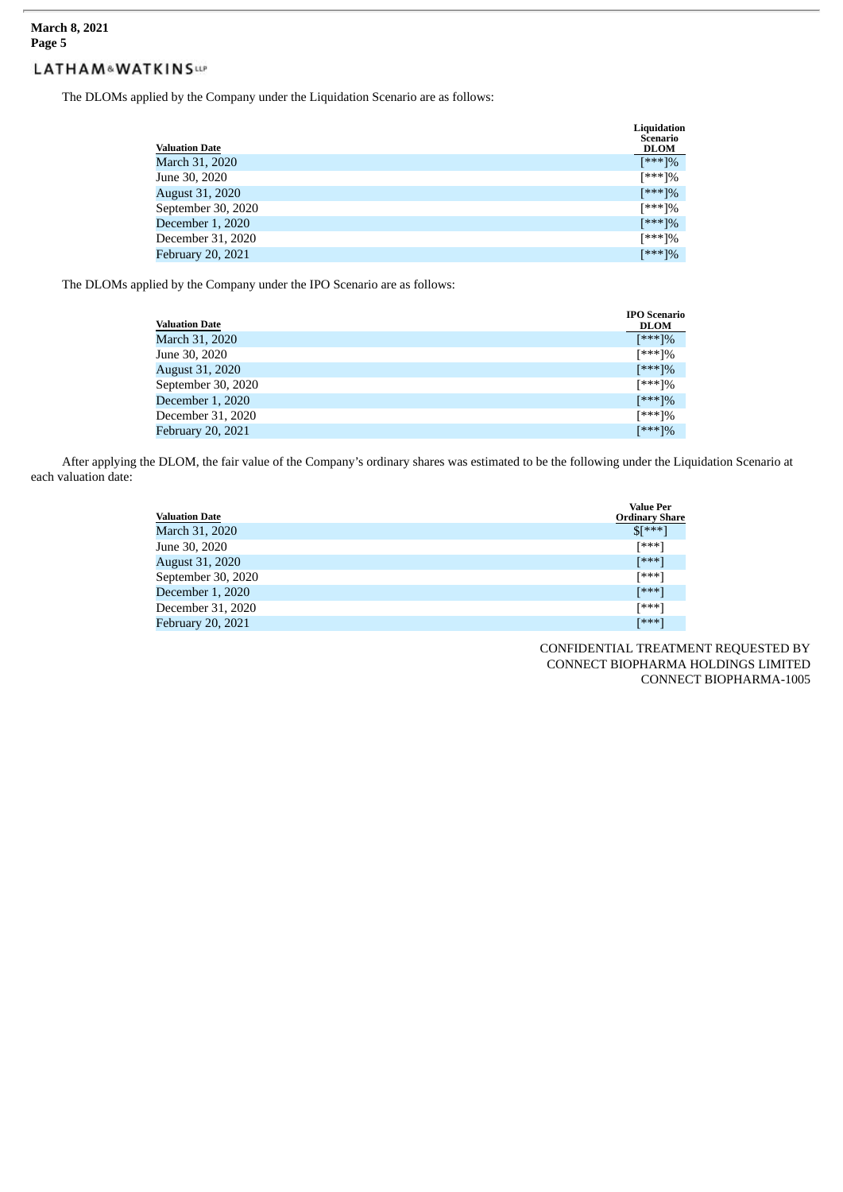The DLOMs applied by the Company under the Liquidation Scenario are as follows:

| Valuation Date | Liquidation Scenario DLOM |
|---|---|
| March 31, 2020 | [***]% |
| June 30, 2020 | [***]% |
| August 31, 2020 | [***]% |
| September 30, 2020 | [***]% |
| December 1, 2020 | [***]% |
| December 31, 2020 | [***]% |
| February 20, 2021 | [***]% |

The DLOMs applied by the Company under the IPO Scenario are as follows:

| Valuation Date | IPO Scenario DLOM |
|---|---|
| March 31, 2020 | [***]% |
| June 30, 2020 | [***]% |
| August 31, 2020 | [***]% |
| September 30, 2020 | [***]% |
| December 1, 2020 | [***]% |
| December 31, 2020 | [***]% |
| February 20, 2021 | [***]% |

After applying the DLOM, the fair value of the Company's ordinary shares was estimated to be the following under the Liquidation Scenario at each valuation date:

| Valuation Date | Value Per Ordinary Share |
|---|---|
| March 31, 2020 | $[***] |
| June 30, 2020 | [***] |
| August 31, 2020 | [***] |
| September 30, 2020 | [***] |
| December 1, 2020 | [***] |
| December 31, 2020 | [***] |
| February 20, 2021 | [***] |

CONFIDENTIAL TREATMENT REQUESTED BY
CONNECT BIOPHARMA HOLDINGS LIMITED
CONNECT BIOPHARMA-1005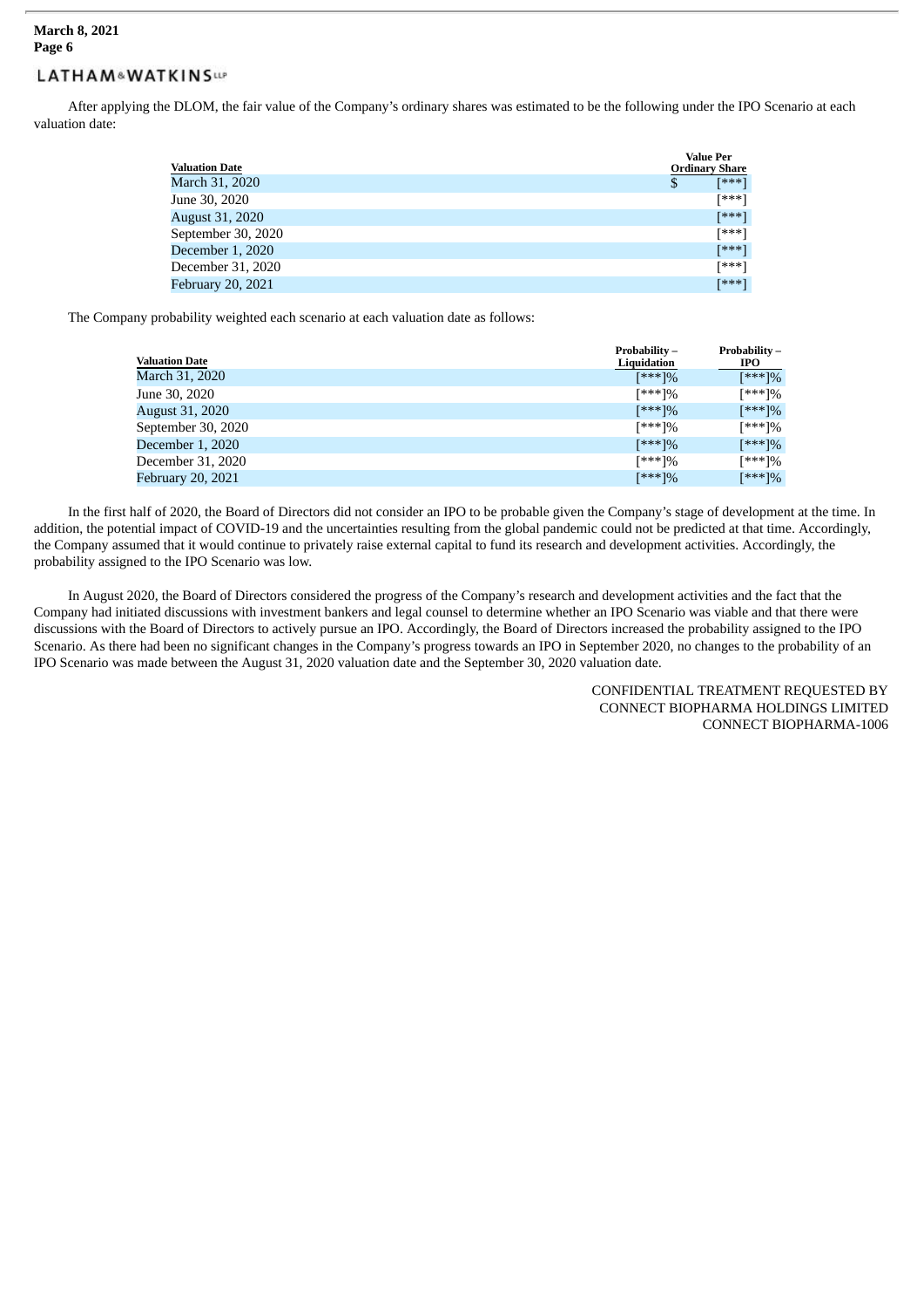After applying the DLOM, the fair value of the Company's ordinary shares was estimated to be the following under the IPO Scenario at each valuation date:

| Valuation Date | Value Per Ordinary Share |
|---|---|
| March 31, 2020 | $ [***] |
| June 30, 2020 | [***] |
| August 31, 2020 | [***] |
| September 30, 2020 | [***] |
| December 1, 2020 | [***] |
| December 31, 2020 | [***] |
| February 20, 2021 | [***] |

The Company probability weighted each scenario at each valuation date as follows:

| Valuation Date | Probability – Liquidation | Probability – IPO |
|---|---|---|
| March 31, 2020 | [***]% | [***]% |
| June 30, 2020 | [***]% | [***]% |
| August 31, 2020 | [***]% | [***]% |
| September 30, 2020 | [***]% | [***]% |
| December 1, 2020 | [***]% | [***]% |
| December 31, 2020 | [***]% | [***]% |
| February 20, 2021 | [***]% | [***]% |

In the first half of 2020, the Board of Directors did not consider an IPO to be probable given the Company's stage of development at the time. In addition, the potential impact of COVID-19 and the uncertainties resulting from the global pandemic could not be predicted at that time. Accordingly, the Company assumed that it would continue to privately raise external capital to fund its research and development activities. Accordingly, the probability assigned to the IPO Scenario was low.

In August 2020, the Board of Directors considered the progress of the Company's research and development activities and the fact that the Company had initiated discussions with investment bankers and legal counsel to determine whether an IPO Scenario was viable and that there were discussions with the Board of Directors to actively pursue an IPO. Accordingly, the Board of Directors increased the probability assigned to the IPO Scenario. As there had been no significant changes in the Company's progress towards an IPO in September 2020, no changes to the probability of an IPO Scenario was made between the August 31, 2020 valuation date and the September 30, 2020 valuation date.

CONFIDENTIAL TREATMENT REQUESTED BY
CONNECT BIOPHARMA HOLDINGS LIMITED
CONNECT BIOPHARMA-1006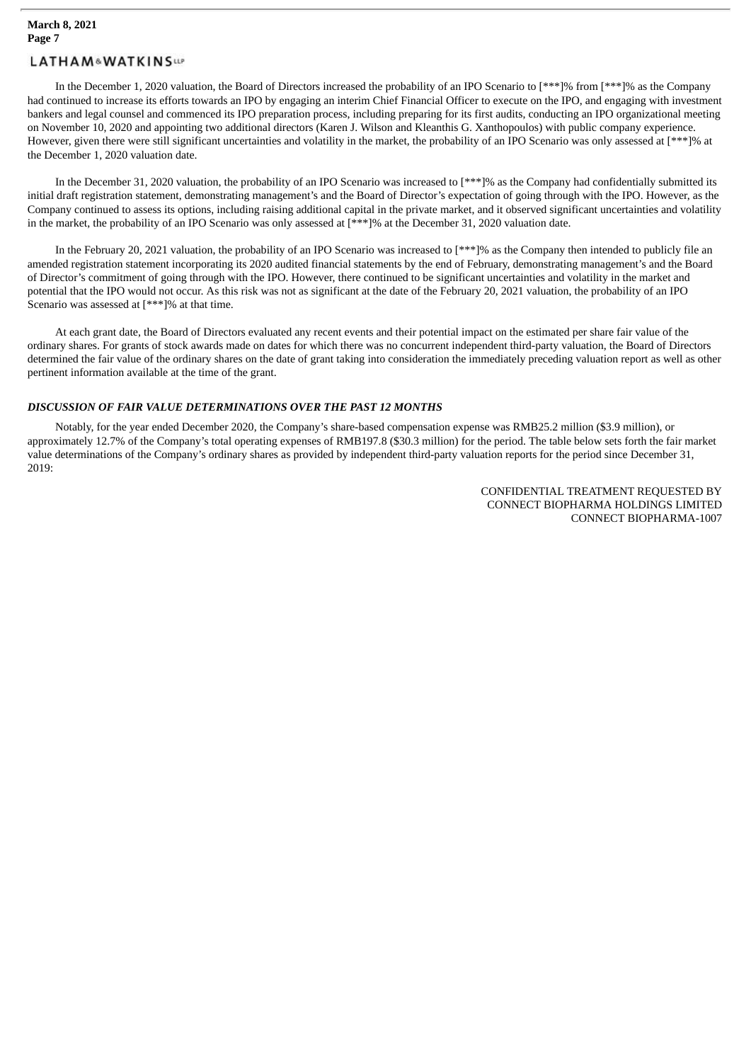In the December 1, 2020 valuation, the Board of Directors increased the probability of an IPO Scenario to [***]% from [***]% as the Company had continued to increase its efforts towards an IPO by engaging an interim Chief Financial Officer to execute on the IPO, and engaging with investment bankers and legal counsel and commenced its IPO preparation process, including preparing for its first audits, conducting an IPO organizational meeting on November 10, 2020 and appointing two additional directors (Karen J. Wilson and Kleanthis G. Xanthopoulos) with public company experience. However, given there were still significant uncertainties and volatility in the market, the probability of an IPO Scenario was only assessed at [***]% at the December 1, 2020 valuation date.

In the December 31, 2020 valuation, the probability of an IPO Scenario was increased to [***]% as the Company had confidentially submitted its initial draft registration statement, demonstrating management's and the Board of Director's expectation of going through with the IPO. However, as the Company continued to assess its options, including raising additional capital in the private market, and it observed significant uncertainties and volatility in the market, the probability of an IPO Scenario was only assessed at [***]% at the December 31, 2020 valuation date.

In the February 20, 2021 valuation, the probability of an IPO Scenario was increased to [***]% as the Company then intended to publicly file an amended registration statement incorporating its 2020 audited financial statements by the end of February, demonstrating management's and the Board of Director's commitment of going through with the IPO. However, there continued to be significant uncertainties and volatility in the market and potential that the IPO would not occur. As this risk was not as significant at the date of the February 20, 2021 valuation, the probability of an IPO Scenario was assessed at [***]% at that time.

At each grant date, the Board of Directors evaluated any recent events and their potential impact on the estimated per share fair value of the ordinary shares. For grants of stock awards made on dates for which there was no concurrent independent third-party valuation, the Board of Directors determined the fair value of the ordinary shares on the date of grant taking into consideration the immediately preceding valuation report as well as other pertinent information available at the time of the grant.

***DISCUSSION OF FAIR VALUE DETERMINATIONS OVER THE PAST 12 MONTHS***

Notably, for the year ended December 2020, the Company's share-based compensation expense was RMB25.2 million ($3.9 million), or approximately 12.7% of the Company's total operating expenses of RMB197.8 ($30.3 million) for the period. The table below sets forth the fair market value determinations of the Company's ordinary shares as provided by independent third-party valuation reports for the period since December 31, 2019:

CONFIDENTIAL TREATMENT REQUESTED BY
CONNECT BIOPHARMA HOLDINGS LIMITED
CONNECT BIOPHARMA-1007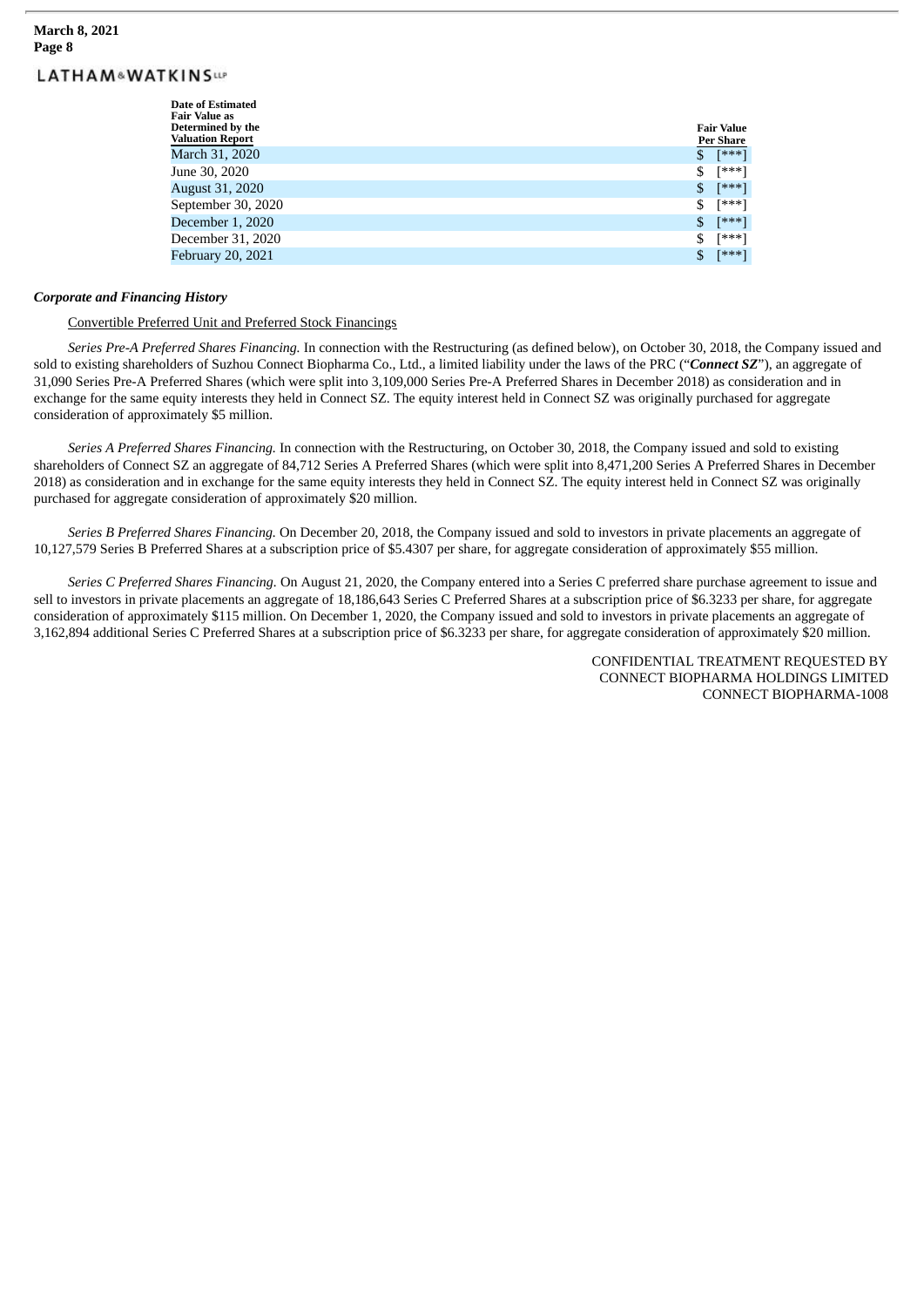| Date of Estimated Fair Value as Determined by the Valuation Report | Fair Value Per Share |
|---|---|
| March 31, 2020 | $ [***] |
| June 30, 2020 | $ [***] |
| August 31, 2020 | $ [***] |
| September 30, 2020 | $ [***] |
| December 1, 2020 | $ [***] |
| December 31, 2020 | $ [***] |
| February 20, 2021 | $ [***] |

***Corporate and Financing History***

Convertible Preferred Unit and Preferred Stock Financings

*Series Pre-A Preferred Shares Financing.* In connection with the Restructuring (as defined below), on October 30, 2018, the Company issued and sold to existing shareholders of Suzhou Connect Biopharma Co., Ltd., a limited liability under the laws of the PRC ("***Connect SZ***"), an aggregate of 31,090 Series Pre-A Preferred Shares (which were split into 3,109,000 Series Pre-A Preferred Shares in December 2018) as consideration and in exchange for the same equity interests they held in Connect SZ. The equity interest held in Connect SZ was originally purchased for aggregate consideration of approximately $5 million.

*Series A Preferred Shares Financing.* In connection with the Restructuring, on October 30, 2018, the Company issued and sold to existing shareholders of Connect SZ an aggregate of 84,712 Series A Preferred Shares (which were split into 8,471,200 Series A Preferred Shares in December 2018) as consideration and in exchange for the same equity interests they held in Connect SZ. The equity interest held in Connect SZ was originally purchased for aggregate consideration of approximately $20 million.

*Series B Preferred Shares Financing.* On December 20, 2018, the Company issued and sold to investors in private placements an aggregate of 10,127,579 Series B Preferred Shares at a subscription price of $5.4307 per share, for aggregate consideration of approximately $55 million.

*Series C Preferred Shares Financing.* On August 21, 2020, the Company entered into a Series C preferred share purchase agreement to issue and sell to investors in private placements an aggregate of 18,186,643 Series C Preferred Shares at a subscription price of $6.3233 per share, for aggregate consideration of approximately $115 million. On December 1, 2020, the Company issued and sold to investors in private placements an aggregate of 3,162,894 additional Series C Preferred Shares at a subscription price of $6.3233 per share, for aggregate consideration of approximately $20 million.

CONFIDENTIAL TREATMENT REQUESTED BY
CONNECT BIOPHARMA HOLDINGS LIMITED
CONNECT BIOPHARMA-1008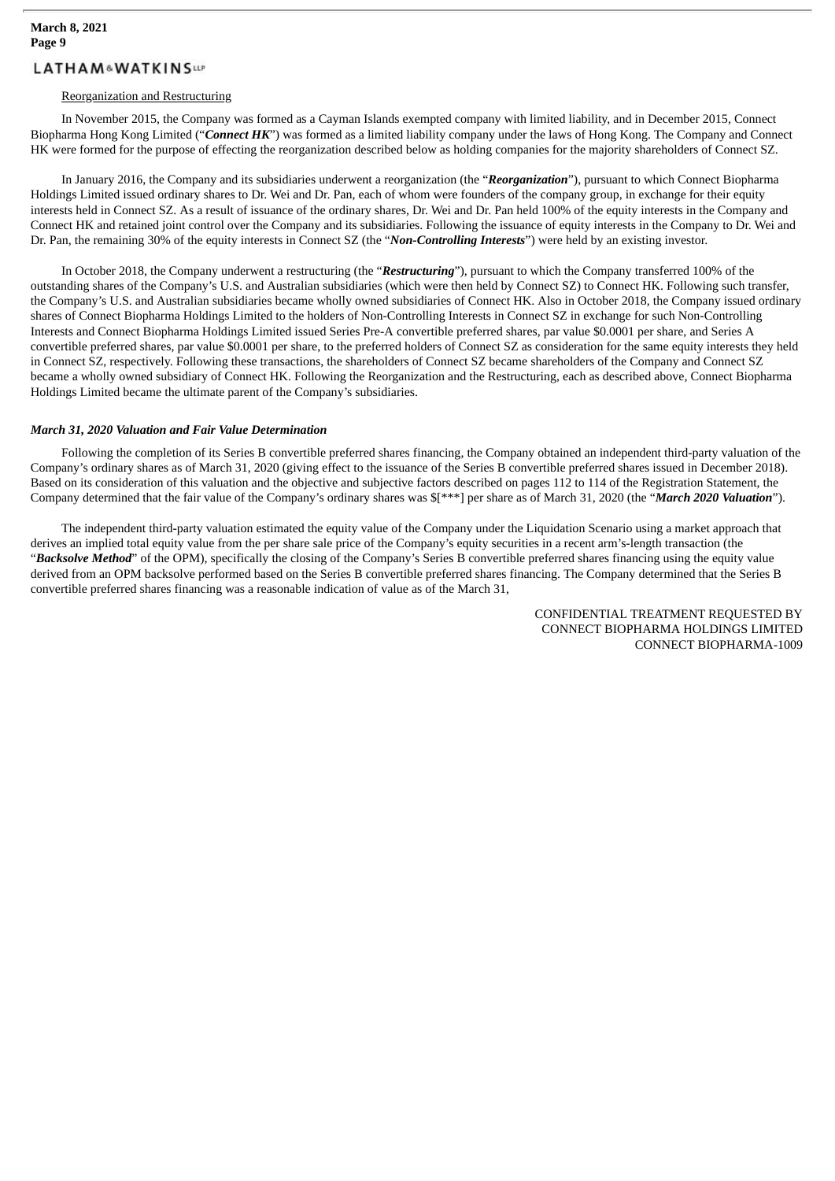Reorganization and Restructuring

In November 2015, the Company was formed as a Cayman Islands exempted company with limited liability, and in December 2015, Connect Biopharma Hong Kong Limited ("***Connect HK***") was formed as a limited liability company under the laws of Hong Kong. The Company and Connect HK were formed for the purpose of effecting the reorganization described below as holding companies for the majority shareholders of Connect SZ.

In January 2016, the Company and its subsidiaries underwent a reorganization (the "***Reorganization***"), pursuant to which Connect Biopharma Holdings Limited issued ordinary shares to Dr. Wei and Dr. Pan, each of whom were founders of the company group, in exchange for their equity interests held in Connect SZ. As a result of issuance of the ordinary shares, Dr. Wei and Dr. Pan held 100% of the equity interests in the Company and Connect HK and retained joint control over the Company and its subsidiaries. Following the issuance of equity interests in the Company to Dr. Wei and Dr. Pan, the remaining 30% of the equity interests in Connect SZ (the "***Non-Controlling Interests***") were held by an existing investor.

In October 2018, the Company underwent a restructuring (the "***Restructuring***"), pursuant to which the Company transferred 100% of the outstanding shares of the Company's U.S. and Australian subsidiaries (which were then held by Connect SZ) to Connect HK. Following such transfer, the Company's U.S. and Australian subsidiaries became wholly owned subsidiaries of Connect HK. Also in October 2018, the Company issued ordinary shares of Connect Biopharma Holdings Limited to the holders of Non-Controlling Interests in Connect SZ in exchange for such Non-Controlling Interests and Connect Biopharma Holdings Limited issued Series Pre-A convertible preferred shares, par value $0.0001 per share, and Series A convertible preferred shares, par value $0.0001 per share, to the preferred holders of Connect SZ as consideration for the same equity interests they held in Connect SZ, respectively. Following these transactions, the shareholders of Connect SZ became shareholders of the Company and Connect SZ became a wholly owned subsidiary of Connect HK. Following the Reorganization and the Restructuring, each as described above, Connect Biopharma Holdings Limited became the ultimate parent of the Company's subsidiaries.

***March 31, 2020 Valuation and Fair Value Determination***

Following the completion of its Series B convertible preferred shares financing, the Company obtained an independent third-party valuation of the Company's ordinary shares as of March 31, 2020 (giving effect to the issuance of the Series B convertible preferred shares issued in December 2018). Based on its consideration of this valuation and the objective and subjective factors described on pages 112 to 114 of the Registration Statement, the Company determined that the fair value of the Company's ordinary shares was $[***] per share as of March 31, 2020 (the "***March 2020 Valuation***").

The independent third-party valuation estimated the equity value of the Company under the Liquidation Scenario using a market approach that derives an implied total equity value from the per share sale price of the Company's equity securities in a recent arm's-length transaction (the "***Backsolve Method***" of the OPM), specifically the closing of the Company's Series B convertible preferred shares financing using the equity value derived from an OPM backsolve performed based on the Series B convertible preferred shares financing. The Company determined that the Series B convertible preferred shares financing was a reasonable indication of value as of the March 31,

CONFIDENTIAL TREATMENT REQUESTED BY
CONNECT BIOPHARMA HOLDINGS LIMITED
CONNECT BIOPHARMA-1009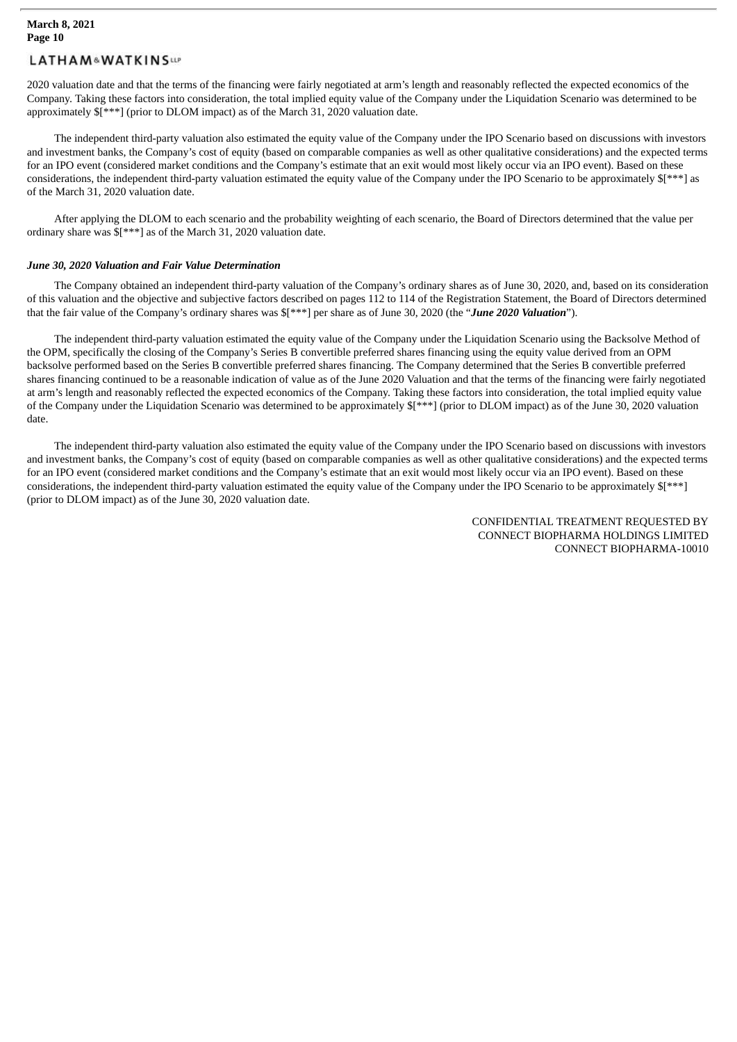2020 valuation date and that the terms of the financing were fairly negotiated at arm's length and reasonably reflected the expected economics of the Company. Taking these factors into consideration, the total implied equity value of the Company under the Liquidation Scenario was determined to be approximately $[***] (prior to DLOM impact) as of the March 31, 2020 valuation date.

The independent third-party valuation also estimated the equity value of the Company under the IPO Scenario based on discussions with investors and investment banks, the Company's cost of equity (based on comparable companies as well as other qualitative considerations) and the expected terms for an IPO event (considered market conditions and the Company's estimate that an exit would most likely occur via an IPO event). Based on these considerations, the independent third-party valuation estimated the equity value of the Company under the IPO Scenario to be approximately $[***] as of the March 31, 2020 valuation date.

After applying the DLOM to each scenario and the probability weighting of each scenario, the Board of Directors determined that the value per ordinary share was $[***] as of the March 31, 2020 valuation date.

***June 30, 2020 Valuation and Fair Value Determination***

The Company obtained an independent third-party valuation of the Company's ordinary shares as of June 30, 2020, and, based on its consideration of this valuation and the objective and subjective factors described on pages 112 to 114 of the Registration Statement, the Board of Directors determined that the fair value of the Company's ordinary shares was $[***] per share as of June 30, 2020 (the "***June 2020 Valuation***").

The independent third-party valuation estimated the equity value of the Company under the Liquidation Scenario using the Backsolve Method of the OPM, specifically the closing of the Company's Series B convertible preferred shares financing using the equity value derived from an OPM backsolve performed based on the Series B convertible preferred shares financing. The Company determined that the Series B convertible preferred shares financing continued to be a reasonable indication of value as of the June 2020 Valuation and that the terms of the financing were fairly negotiated at arm's length and reasonably reflected the expected economics of the Company. Taking these factors into consideration, the total implied equity value of the Company under the Liquidation Scenario was determined to be approximately $[***] (prior to DLOM impact) as of the June 30, 2020 valuation date.

The independent third-party valuation also estimated the equity value of the Company under the IPO Scenario based on discussions with investors and investment banks, the Company's cost of equity (based on comparable companies as well as other qualitative considerations) and the expected terms for an IPO event (considered market conditions and the Company's estimate that an exit would most likely occur via an IPO event). Based on these considerations, the independent third-party valuation estimated the equity value of the Company under the IPO Scenario to be approximately $[***] (prior to DLOM impact) as of the June 30, 2020 valuation date.

CONFIDENTIAL TREATMENT REQUESTED BY
CONNECT BIOPHARMA HOLDINGS LIMITED
CONNECT BIOPHARMA-10010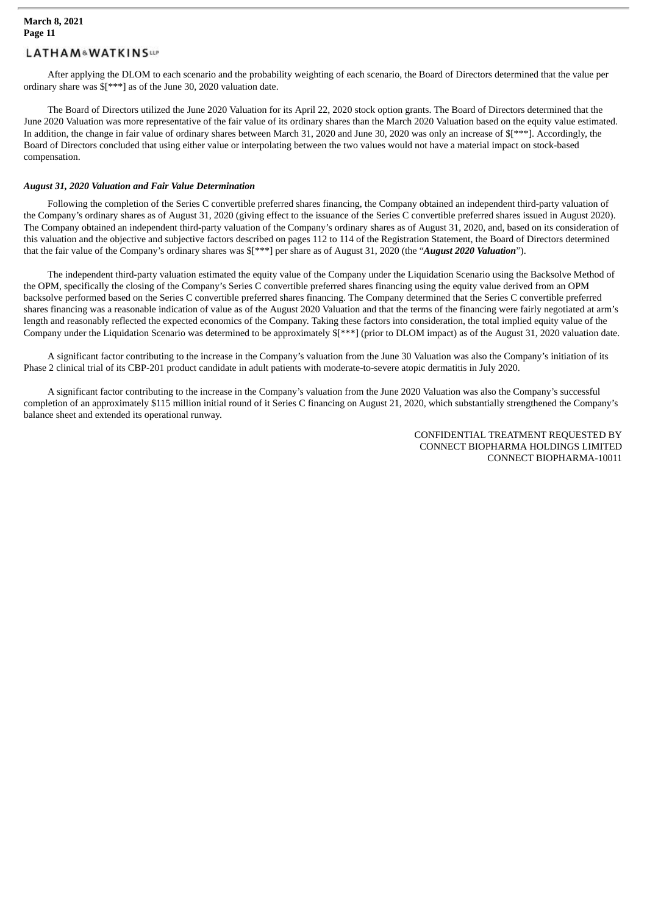After applying the DLOM to each scenario and the probability weighting of each scenario, the Board of Directors determined that the value per ordinary share was $[***] as of the June 30, 2020 valuation date.

The Board of Directors utilized the June 2020 Valuation for its April 22, 2020 stock option grants. The Board of Directors determined that the June 2020 Valuation was more representative of the fair value of its ordinary shares than the March 2020 Valuation based on the equity value estimated. In addition, the change in fair value of ordinary shares between March 31, 2020 and June 30, 2020 was only an increase of $[***]. Accordingly, the Board of Directors concluded that using either value or interpolating between the two values would not have a material impact on stock-based compensation.

***August 31, 2020 Valuation and Fair Value Determination***

Following the completion of the Series C convertible preferred shares financing, the Company obtained an independent third-party valuation of the Company's ordinary shares as of August 31, 2020 (giving effect to the issuance of the Series C convertible preferred shares issued in August 2020). The Company obtained an independent third-party valuation of the Company's ordinary shares as of August 31, 2020, and, based on its consideration of this valuation and the objective and subjective factors described on pages 112 to 114 of the Registration Statement, the Board of Directors determined that the fair value of the Company's ordinary shares was $[***] per share as of August 31, 2020 (the "***August 2020 Valuation***").

The independent third-party valuation estimated the equity value of the Company under the Liquidation Scenario using the Backsolve Method of the OPM, specifically the closing of the Company's Series C convertible preferred shares financing using the equity value derived from an OPM backsolve performed based on the Series C convertible preferred shares financing. The Company determined that the Series C convertible preferred shares financing was a reasonable indication of value as of the August 2020 Valuation and that the terms of the financing were fairly negotiated at arm's length and reasonably reflected the expected economics of the Company. Taking these factors into consideration, the total implied equity value of the Company under the Liquidation Scenario was determined to be approximately $[***] (prior to DLOM impact) as of the August 31, 2020 valuation date.

A significant factor contributing to the increase in the Company's valuation from the June 30 Valuation was also the Company's initiation of its Phase 2 clinical trial of its CBP-201 product candidate in adult patients with moderate-to-severe atopic dermatitis in July 2020.

A significant factor contributing to the increase in the Company's valuation from the June 2020 Valuation was also the Company's successful completion of an approximately $115 million initial round of it Series C financing on August 21, 2020, which substantially strengthened the Company's balance sheet and extended its operational runway.

CONFIDENTIAL TREATMENT REQUESTED BY
CONNECT BIOPHARMA HOLDINGS LIMITED
CONNECT BIOPHARMA-10011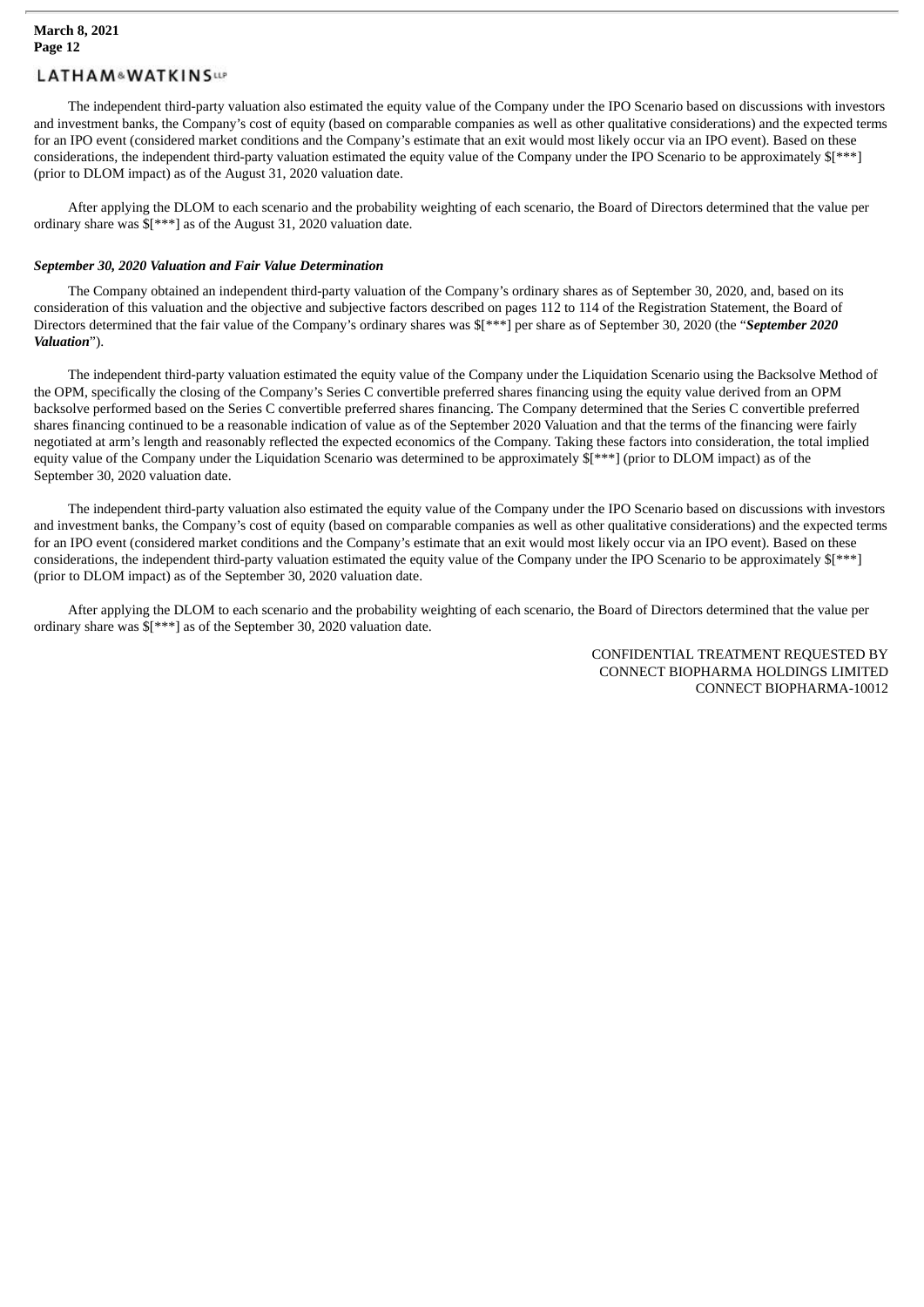The independent third-party valuation also estimated the equity value of the Company under the IPO Scenario based on discussions with investors and investment banks, the Company's cost of equity (based on comparable companies as well as other qualitative considerations) and the expected terms for an IPO event (considered market conditions and the Company's estimate that an exit would most likely occur via an IPO event). Based on these considerations, the independent third-party valuation estimated the equity value of the Company under the IPO Scenario to be approximately $[***] (prior to DLOM impact) as of the August 31, 2020 valuation date.

After applying the DLOM to each scenario and the probability weighting of each scenario, the Board of Directors determined that the value per ordinary share was $[***] as of the August 31, 2020 valuation date.

***September 30, 2020 Valuation and Fair Value Determination***

The Company obtained an independent third-party valuation of the Company's ordinary shares as of September 30, 2020, and, based on its consideration of this valuation and the objective and subjective factors described on pages 112 to 114 of the Registration Statement, the Board of Directors determined that the fair value of the Company's ordinary shares was $[***] per share as of September 30, 2020 (the "***September 2020 Valuation***").

The independent third-party valuation estimated the equity value of the Company under the Liquidation Scenario using the Backsolve Method of the OPM, specifically the closing of the Company's Series C convertible preferred shares financing using the equity value derived from an OPM backsolve performed based on the Series C convertible preferred shares financing. The Company determined that the Series C convertible preferred shares financing continued to be a reasonable indication of value as of the September 2020 Valuation and that the terms of the financing were fairly negotiated at arm's length and reasonably reflected the expected economics of the Company. Taking these factors into consideration, the total implied equity value of the Company under the Liquidation Scenario was determined to be approximately $[***] (prior to DLOM impact) as of the September 30, 2020 valuation date.

The independent third-party valuation also estimated the equity value of the Company under the IPO Scenario based on discussions with investors and investment banks, the Company's cost of equity (based on comparable companies as well as other qualitative considerations) and the expected terms for an IPO event (considered market conditions and the Company's estimate that an exit would most likely occur via an IPO event). Based on these considerations, the independent third-party valuation estimated the equity value of the Company under the IPO Scenario to be approximately $[***] (prior to DLOM impact) as of the September 30, 2020 valuation date.

After applying the DLOM to each scenario and the probability weighting of each scenario, the Board of Directors determined that the value per ordinary share was $[***] as of the September 30, 2020 valuation date.

CONFIDENTIAL TREATMENT REQUESTED BY
CONNECT BIOPHARMA HOLDINGS LIMITED
CONNECT BIOPHARMA-10012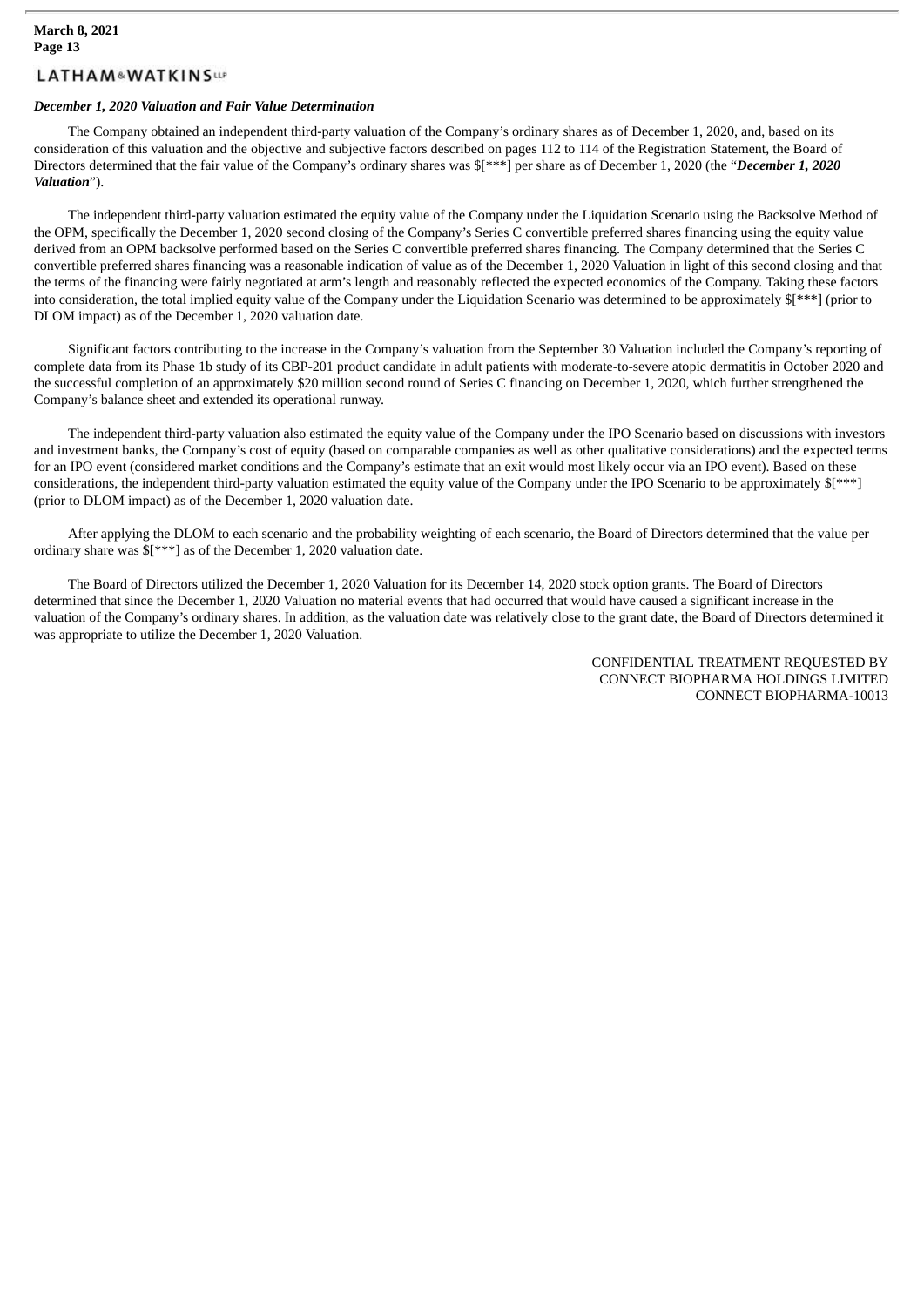***December 1, 2020 Valuation and Fair Value Determination***

The Company obtained an independent third-party valuation of the Company's ordinary shares as of December 1, 2020, and, based on its consideration of this valuation and the objective and subjective factors described on pages 112 to 114 of the Registration Statement, the Board of Directors determined that the fair value of the Company's ordinary shares was $[***] per share as of December 1, 2020 (the "***December 1, 2020 Valuation***").

The independent third-party valuation estimated the equity value of the Company under the Liquidation Scenario using the Backsolve Method of the OPM, specifically the December 1, 2020 second closing of the Company's Series C convertible preferred shares financing using the equity value derived from an OPM backsolve performed based on the Series C convertible preferred shares financing. The Company determined that the Series C convertible preferred shares financing was a reasonable indication of value as of the December 1, 2020 Valuation in light of this second closing and that the terms of the financing were fairly negotiated at arm's length and reasonably reflected the expected economics of the Company. Taking these factors into consideration, the total implied equity value of the Company under the Liquidation Scenario was determined to be approximately $[***] (prior to DLOM impact) as of the December 1, 2020 valuation date.

Significant factors contributing to the increase in the Company's valuation from the September 30 Valuation included the Company's reporting of complete data from its Phase 1b study of its CBP-201 product candidate in adult patients with moderate-to-severe atopic dermatitis in October 2020 and the successful completion of an approximately $20 million second round of Series C financing on December 1, 2020, which further strengthened the Company's balance sheet and extended its operational runway.

The independent third-party valuation also estimated the equity value of the Company under the IPO Scenario based on discussions with investors and investment banks, the Company's cost of equity (based on comparable companies as well as other qualitative considerations) and the expected terms for an IPO event (considered market conditions and the Company's estimate that an exit would most likely occur via an IPO event). Based on these considerations, the independent third-party valuation estimated the equity value of the Company under the IPO Scenario to be approximately $[***] (prior to DLOM impact) as of the December 1, 2020 valuation date.

After applying the DLOM to each scenario and the probability weighting of each scenario, the Board of Directors determined that the value per ordinary share was $[***] as of the December 1, 2020 valuation date.

The Board of Directors utilized the December 1, 2020 Valuation for its December 14, 2020 stock option grants. The Board of Directors determined that since the December 1, 2020 Valuation no material events that had occurred that would have caused a significant increase in the valuation of the Company's ordinary shares. In addition, as the valuation date was relatively close to the grant date, the Board of Directors determined it was appropriate to utilize the December 1, 2020 Valuation.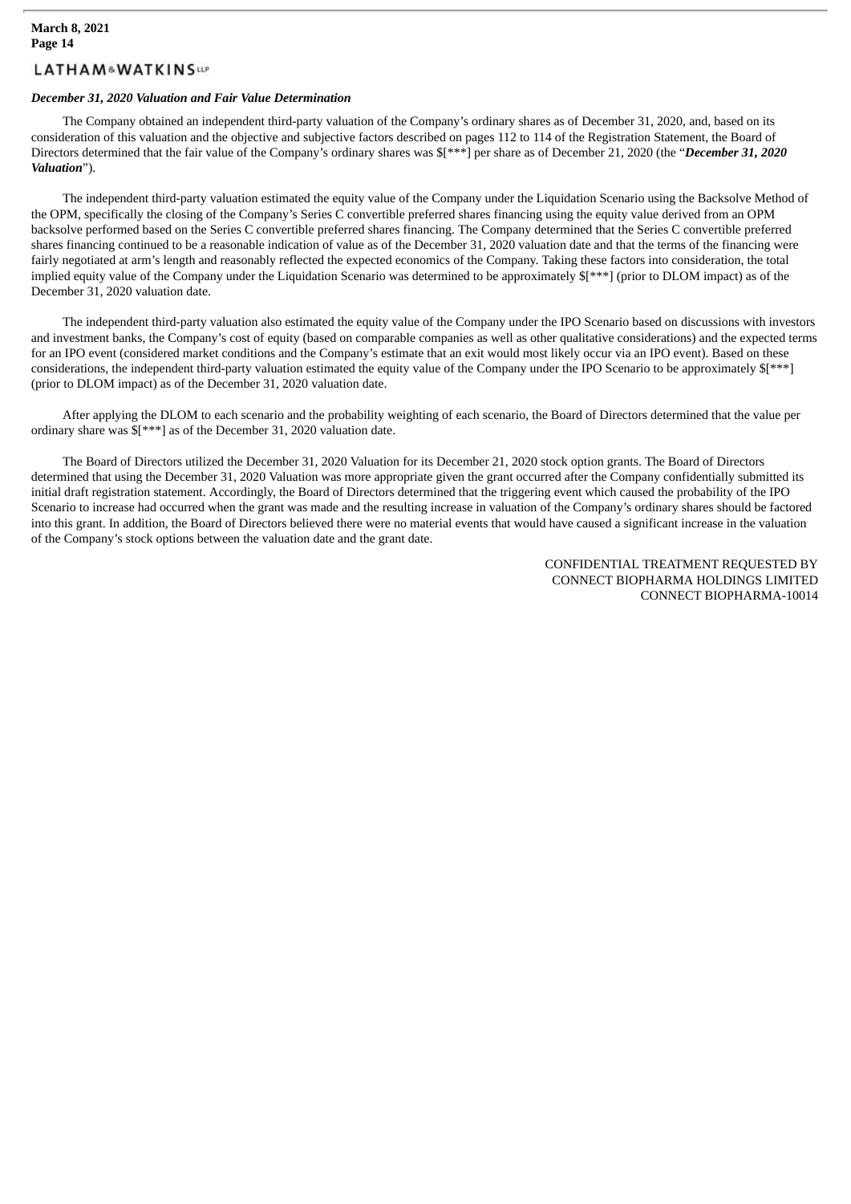***December 31, 2020 Valuation and Fair Value Determination***

The Company obtained an independent third-party valuation of the Company's ordinary shares as of December 31, 2020, and, based on its consideration of this valuation and the objective and subjective factors described on pages 112 to 114 of the Registration Statement, the Board of Directors determined that the fair value of the Company's ordinary shares was $[***] per share as of December 21, 2020 (the "***December 31, 2020 Valuation***").

The independent third-party valuation estimated the equity value of the Company under the Liquidation Scenario using the Backsolve Method of the OPM, specifically the closing of the Company's Series C convertible preferred shares financing using the equity value derived from an OPM backsolve performed based on the Series C convertible preferred shares financing. The Company determined that the Series C convertible preferred shares financing continued to be a reasonable indication of value as of the December 31, 2020 valuation date and that the terms of the financing were fairly negotiated at arm's length and reasonably reflected the expected economics of the Company. Taking these factors into consideration, the total implied equity value of the Company under the Liquidation Scenario was determined to be approximately $[***] (prior to DLOM impact) as of the December 31, 2020 valuation date.

The independent third-party valuation also estimated the equity value of the Company under the IPO Scenario based on discussions with investors and investment banks, the Company's cost of equity (based on comparable companies as well as other qualitative considerations) and the expected terms for an IPO event (considered market conditions and the Company's estimate that an exit would most likely occur via an IPO event). Based on these considerations, the independent third-party valuation estimated the equity value of the Company under the IPO Scenario to be approximately $[***] (prior to DLOM impact) as of the December 31, 2020 valuation date.

After applying the DLOM to each scenario and the probability weighting of each scenario, the Board of Directors determined that the value per ordinary share was $[***] as of the December 31, 2020 valuation date.

The Board of Directors utilized the December 31, 2020 Valuation for its December 21, 2020 stock option grants. The Board of Directors determined that using the December 31, 2020 Valuation was more appropriate given the grant occurred after the Company confidentially submitted its initial draft registration statement. Accordingly, the Board of Directors determined that the triggering event which caused the probability of the IPO Scenario to increase had occurred when the grant was made and the resulting increase in valuation of the Company's ordinary shares should be factored into this grant. In addition, the Board of Directors believed there were no material events that would have caused a significant increase in the valuation of the Company's stock options between the valuation date and the grant date.

CONFIDENTIAL TREATMENT REQUESTED BY
CONNECT BIOPHARMA HOLDINGS LIMITED
CONNECT BIOPHARMA-10014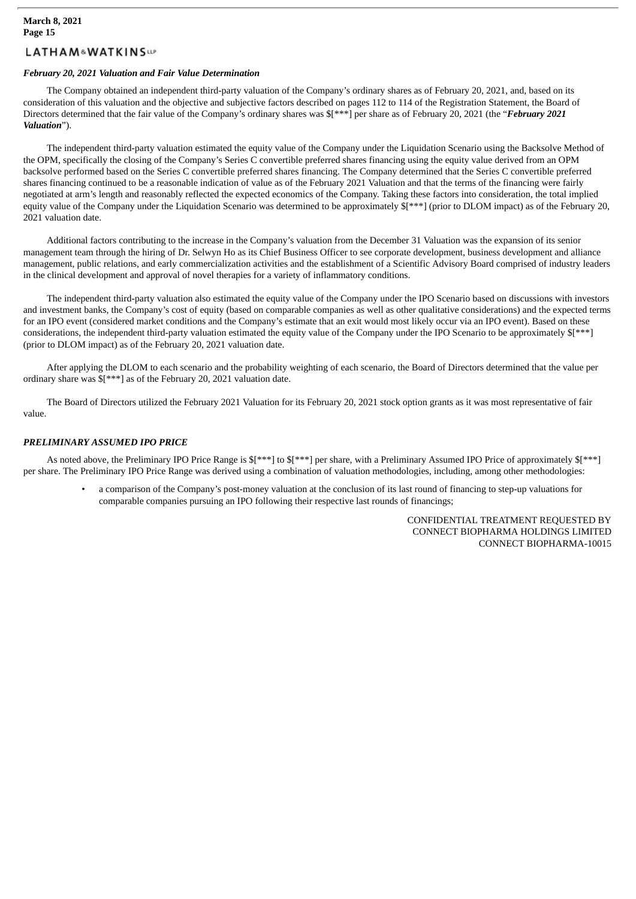***February 20, 2021 Valuation and Fair Value Determination***

The Company obtained an independent third-party valuation of the Company's ordinary shares as of February 20, 2021, and, based on its consideration of this valuation and the objective and subjective factors described on pages 112 to 114 of the Registration Statement, the Board of Directors determined that the fair value of the Company's ordinary shares was $[***] per share as of February 20, 2021 (the "***February 2021 Valuation***").

The independent third-party valuation estimated the equity value of the Company under the Liquidation Scenario using the Backsolve Method of the OPM, specifically the closing of the Company's Series C convertible preferred shares financing using the equity value derived from an OPM backsolve performed based on the Series C convertible preferred shares financing. The Company determined that the Series C convertible preferred shares financing continued to be a reasonable indication of value as of the February 2021 Valuation and that the terms of the financing were fairly negotiated at arm's length and reasonably reflected the expected economics of the Company. Taking these factors into consideration, the total implied equity value of the Company under the Liquidation Scenario was determined to be approximately $[***] (prior to DLOM impact) as of the February 20, 2021 valuation date.

Additional factors contributing to the increase in the Company's valuation from the December 31 Valuation was the expansion of its senior management team through the hiring of Dr. Selwyn Ho as its Chief Business Officer to see corporate development, business development and alliance management, public relations, and early commercialization activities and the establishment of a Scientific Advisory Board comprised of industry leaders in the clinical development and approval of novel therapies for a variety of inflammatory conditions.

The independent third-party valuation also estimated the equity value of the Company under the IPO Scenario based on discussions with investors and investment banks, the Company's cost of equity (based on comparable companies as well as other qualitative considerations) and the expected terms for an IPO event (considered market conditions and the Company's estimate that an exit would most likely occur via an IPO event). Based on these considerations, the independent third-party valuation estimated the equity value of the Company under the IPO Scenario to be approximately $[***] (prior to DLOM impact) as of the February 20, 2021 valuation date.

After applying the DLOM to each scenario and the probability weighting of each scenario, the Board of Directors determined that the value per ordinary share was $[***] as of the February 20, 2021 valuation date.

The Board of Directors utilized the February 2021 Valuation for its February 20, 2021 stock option grants as it was most representative of fair value.

***PRELIMINARY ASSUMED IPO PRICE***

As noted above, the Preliminary IPO Price Range is $[***] to $[***] per share, with a Preliminary Assumed IPO Price of approximately $[***] per share. The Preliminary IPO Price Range was derived using a combination of valuation methodologies, including, among other methodologies:

- a comparison of the Company's post-money valuation at the conclusion of its last round of financing to step-up valuations for comparable companies pursuing an IPO following their respective last rounds of financings;

CONFIDENTIAL TREATMENT REQUESTED BY
CONNECT BIOPHARMA HOLDINGS LIMITED
CONNECT BIOPHARMA-10015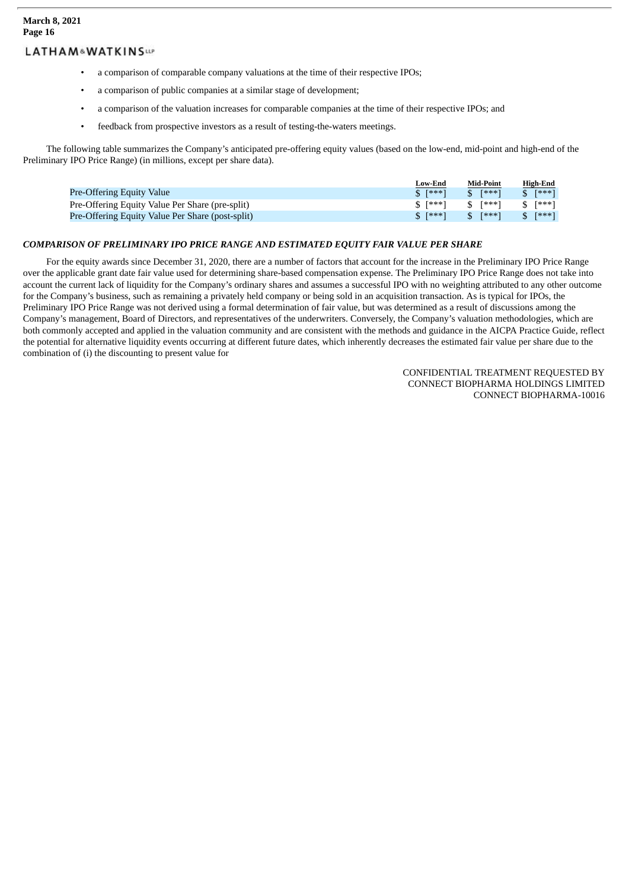- a comparison of comparable company valuations at the time of their respective IPOs;
- a comparison of public companies at a similar stage of development;
- a comparison of the valuation increases for comparable companies at the time of their respective IPOs; and
- feedback from prospective investors as a result of testing-the-waters meetings.

The following table summarizes the Company's anticipated pre-offering equity values (based on the low-end, mid-point and high-end of the Preliminary IPO Price Range) (in millions, except per share data).

| | Low-End | Mid-Point | High-End |
|---|---|---|---|
| Pre-Offering Equity Value | $ [***] | $ [***] | $ [***] |
| Pre-Offering Equity Value Per Share (pre-split) | $ [***] | $ [***] | $ [***] |
| Pre-Offering Equity Value Per Share (post-split) | $ [***] | $ [***] | $ [***] |

***COMPARISON OF PRELIMINARY IPO PRICE RANGE AND ESTIMATED EQUITY FAIR VALUE PER SHARE***

For the equity awards since December 31, 2020, there are a number of factors that account for the increase in the Preliminary IPO Price Range over the applicable grant date fair value used for determining share-based compensation expense. The Preliminary IPO Price Range does not take into account the current lack of liquidity for the Company's ordinary shares and assumes a successful IPO with no weighting attributed to any other outcome for the Company's business, such as remaining a privately held company or being sold in an acquisition transaction. As is typical for IPOs, the Preliminary IPO Price Range was not derived using a formal determination of fair value, but was determined as a result of discussions among the Company's management, Board of Directors, and representatives of the underwriters. Conversely, the Company's valuation methodologies, which are both commonly accepted and applied in the valuation community and are consistent with the methods and guidance in the AICPA Practice Guide, reflect the potential for alternative liquidity events occurring at different future dates, which inherently decreases the estimated fair value per share due to the combination of (i) the discounting to present value for

CONFIDENTIAL TREATMENT REQUESTED BY
CONNECT BIOPHARMA HOLDINGS LIMITED
CONNECT BIOPHARMA-10016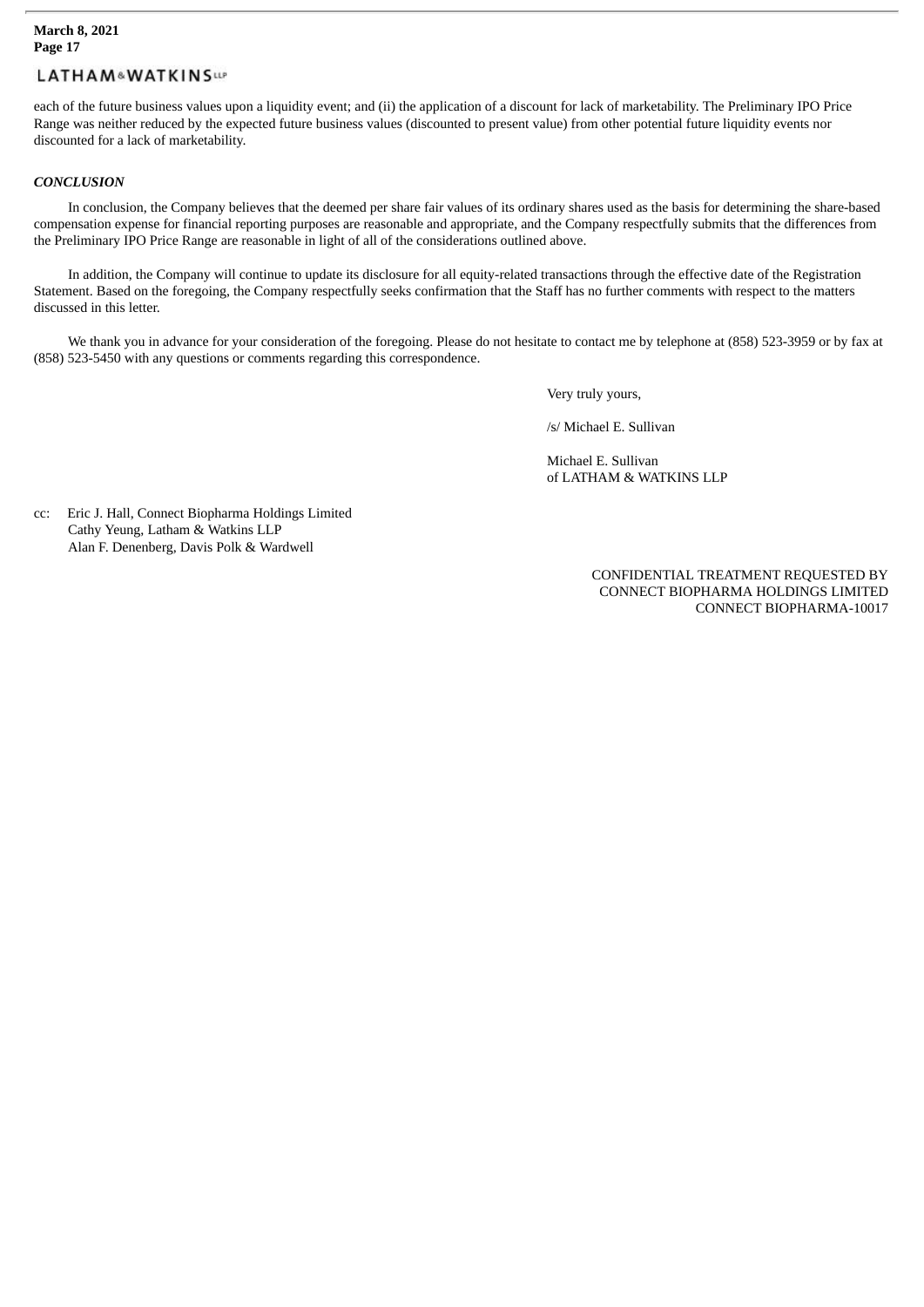each of the future business values upon a liquidity event; and (ii) the application of a discount for lack of marketability. The Preliminary IPO Price Range was neither reduced by the expected future business values (discounted to present value) from other potential future liquidity events nor discounted for a lack of marketability.

***CONCLUSION***

In conclusion, the Company believes that the deemed per share fair values of its ordinary shares used as the basis for determining the share-based compensation expense for financial reporting purposes are reasonable and appropriate, and the Company respectfully submits that the differences from the Preliminary IPO Price Range are reasonable in light of all of the considerations outlined above.

In addition, the Company will continue to update its disclosure for all equity-related transactions through the effective date of the Registration Statement. Based on the foregoing, the Company respectfully seeks confirmation that the Staff has no further comments with respect to the matters discussed in this letter.

We thank you in advance for your consideration of the foregoing. Please do not hesitate to contact me by telephone at (858) 523-3959 or by fax at (858) 523-5450 with any questions or comments regarding this correspondence.

Very truly yours,

/s/ Michael E. Sullivan

Michael E. Sullivan
of LATHAM & WATKINS LLP

cc: Eric J. Hall, Connect Biopharma Holdings Limited
Cathy Yeung, Latham & Watkins LLP
Alan F. Denenberg, Davis Polk & Wardwell

CONFIDENTIAL TREATMENT REQUESTED BY
CONNECT BIOPHARMA HOLDINGS LIMITED
CONNECT BIOPHARMA-10017